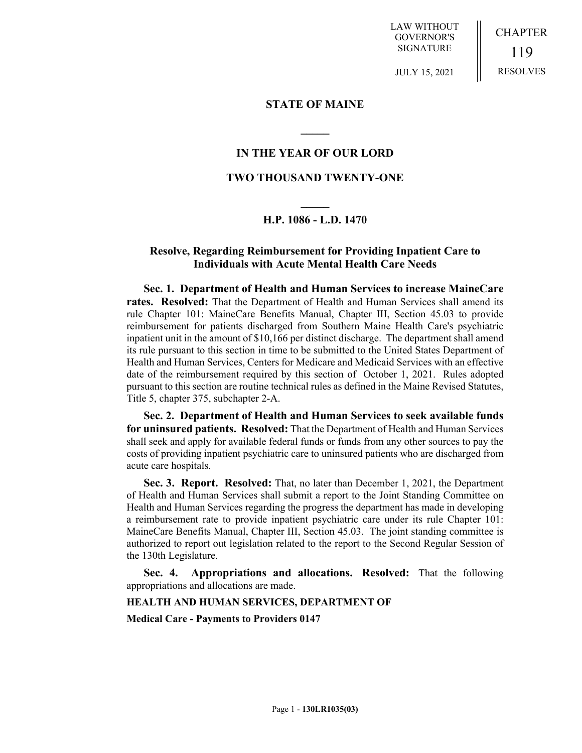LAW WITHOUT GOVERNOR'S SIGNATURE

JULY 15, 2021

CHAPTER 119

RESOLVES

**STATE OF MAINE**

**IN THE YEAR OF OUR LORD**

**TWO THOUSAND TWENTY-ONE**

**H.P. 1086 - L.D. 1470**

**Resolve, Regarding Reimbursement for Providing Inpatient Care to Individuals with Acute Mental Health Care Needs**

**Sec. 1. Department of Health and Human Services to increase MaineCare rates. Resolved:** That the Department of Health and Human Services shall amend its rule Chapter 101: MaineCare Benefits Manual, Chapter III, Section 45.03 to provide reimbursement for patients discharged from Southern Maine Health Care's psychiatric inpatient unit in the amount of $10,166 per distinct discharge. The department shall amend its rule pursuant to this section in time to be submitted to the United States Department of Health and Human Services, Centers for Medicare and Medicaid Services with an effective date of the reimbursement required by this section of October 1, 2021. Rules adopted pursuant to this section are routine technical rules as defined in the Maine Revised Statutes, Title 5, chapter 375, subchapter 2-A.

**Sec. 2. Department of Health and Human Services to seek available funds for uninsured patients. Resolved:** That the Department of Health and Human Services shall seek and apply for available federal funds or funds from any other sources to pay the costs of providing inpatient psychiatric care to uninsured patients who are discharged from acute care hospitals.

**Sec. 3. Report. Resolved:** That, no later than December 1, 2021, the Department of Health and Human Services shall submit a report to the Joint Standing Committee on Health and Human Services regarding the progress the department has made in developing a reimbursement rate to provide inpatient psychiatric care under its rule Chapter 101: MaineCare Benefits Manual, Chapter III, Section 45.03. The joint standing committee is authorized to report out legislation related to the report to the Second Regular Session of the 130th Legislature.

**Sec. 4. Appropriations and allocations. Resolved:** That the following appropriations and allocations are made.

**HEALTH AND HUMAN SERVICES, DEPARTMENT OF**

**Medical Care - Payments to Providers 0147**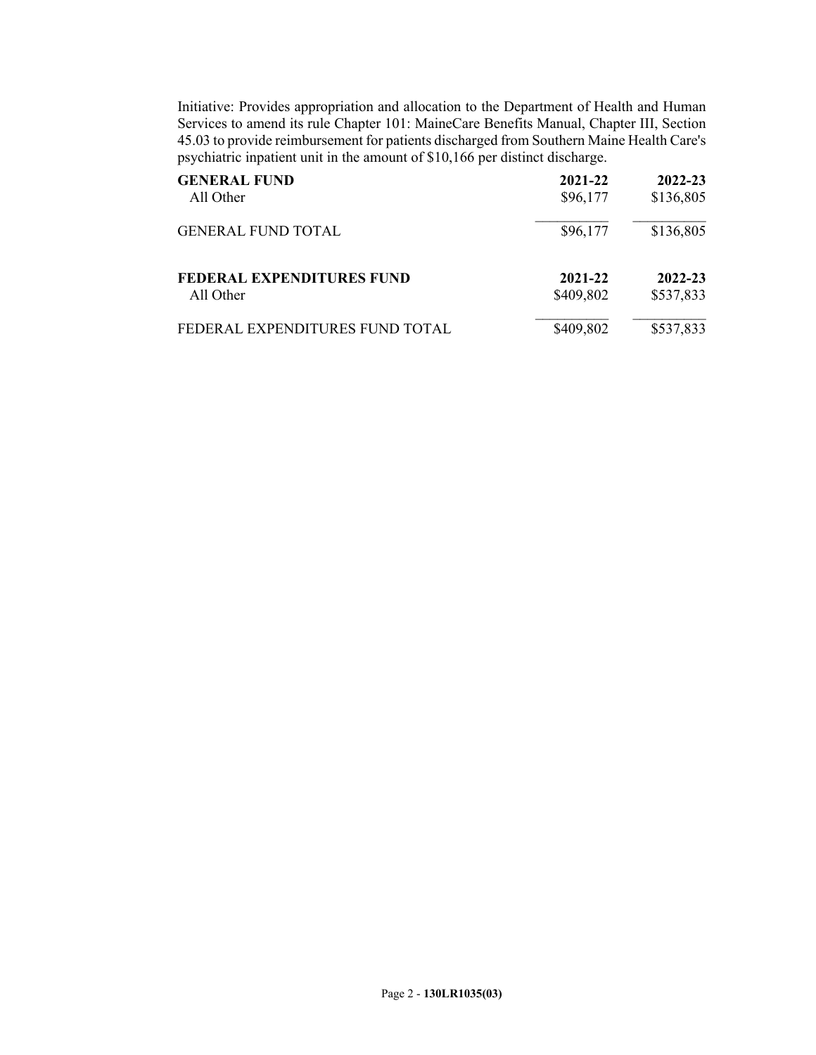Initiative: Provides appropriation and allocation to the Department of Health and Human Services to amend its rule Chapter 101: MaineCare Benefits Manual, Chapter III, Section 45.03 to provide reimbursement for patients discharged from Southern Maine Health Care's psychiatric inpatient unit in the amount of $10,166 per distinct discharge.

| **GENERAL FUND** | **2021-22** | **2022-23** |
|---|---|---|
| All Other | $96,177 | $136,805 |
| GENERAL FUND TOTAL | $96,177 | $136,805 |

| **FEDERAL EXPENDITURES FUND** | **2021-22** | **2022-23** |
|---|---|---|
| All Other | $409,802 | $537,833 |
| FEDERAL EXPENDITURES FUND TOTAL | $409,802 | $537,833 |